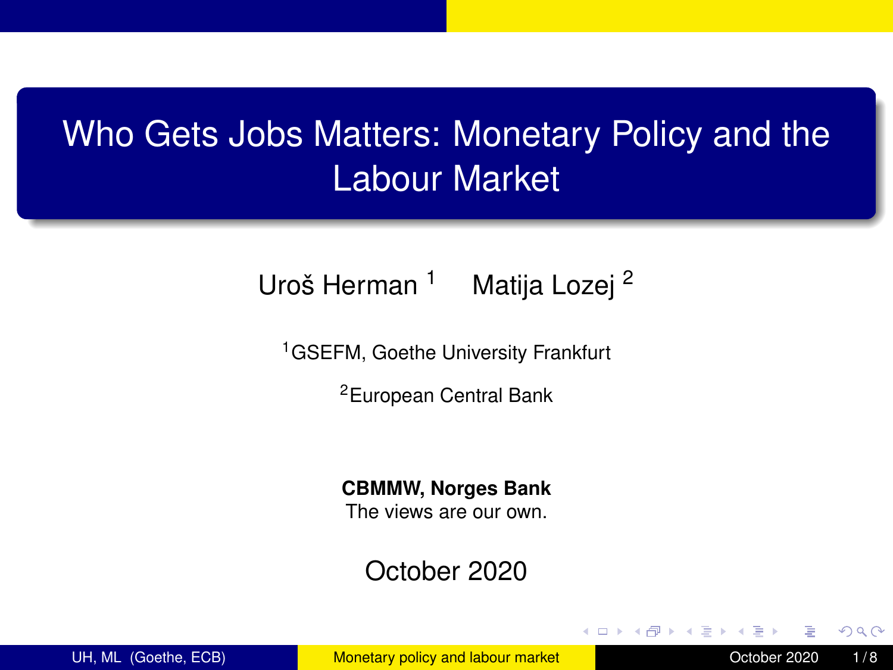# Who Gets Jobs Matters: Monetary Policy and the Labour Market

Uroš Herman [1]   Matija Lozej [2]

[1] GSEFM, Goethe University Frankfurt

[2] European Central Bank

**CBMMW, Norges Bank**
The views are our own.

October 2020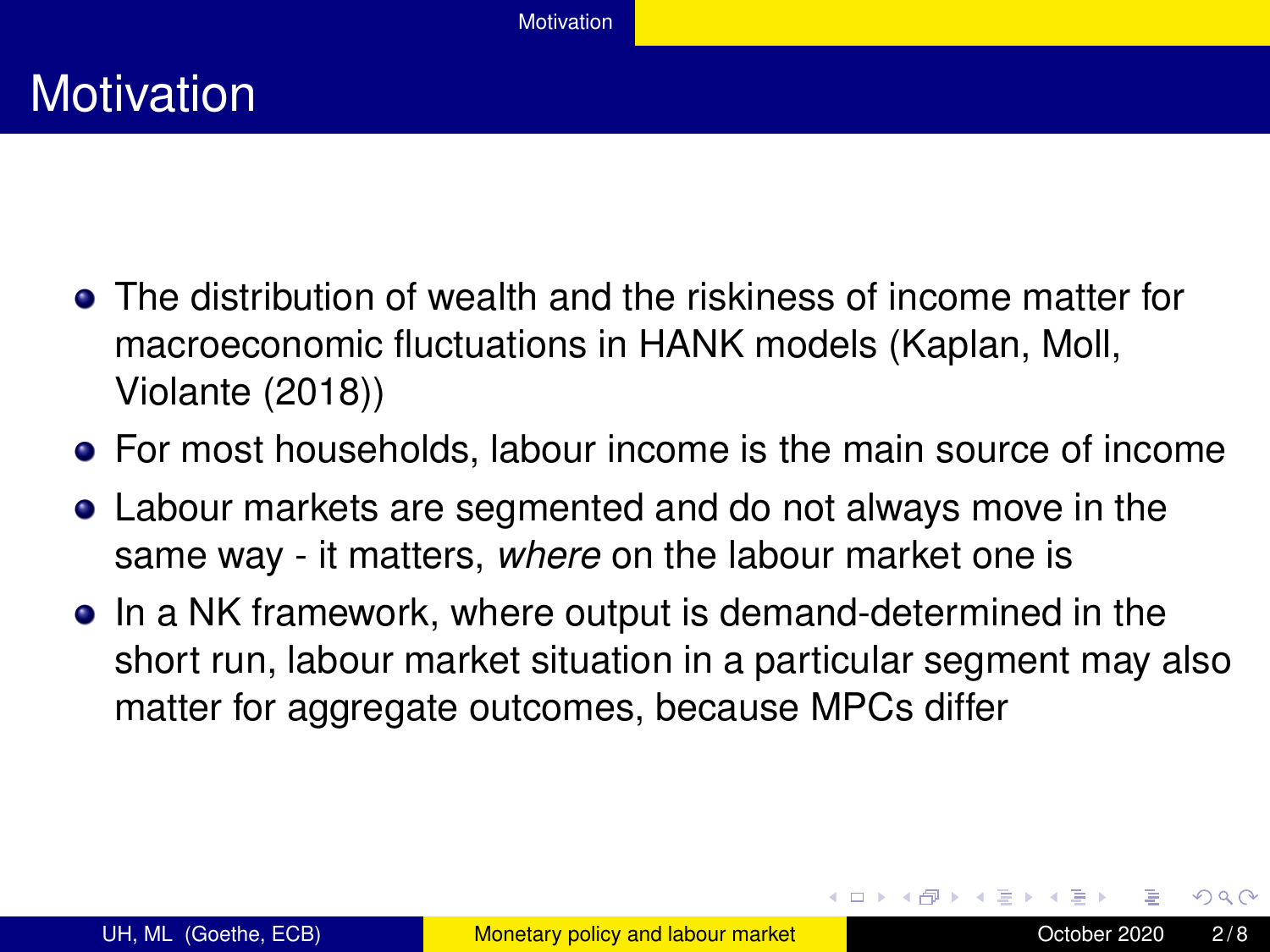# Motivation

- The distribution of wealth and the riskiness of income matter for macroeconomic fluctuations in HANK models (Kaplan, Moll, Violante (2018))
- For most households, labour income is the main source of income
- Labour markets are segmented and do not always move in the same way - it matters, *where* on the labour market one is
- In a NK framework, where output is demand-determined in the short run, labour market situation in a particular segment may also matter for aggregate outcomes, because MPCs differ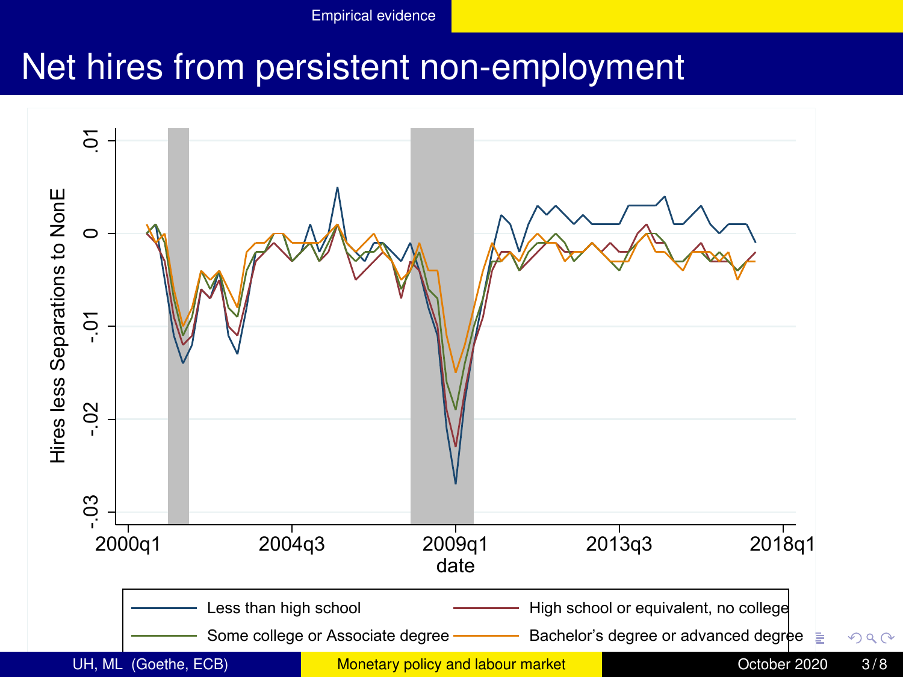# Net hires from persistent non-employment

Hires less Separations to NonE

.01, 0, -.01, -.02, -.03

2000q1, 2004q3, 2009q1, 2013q3, 2018q1

date

- Less than high school
- High school or equivalent, no college
- Some college or Associate degree
- Bachelor's degree or advanced degree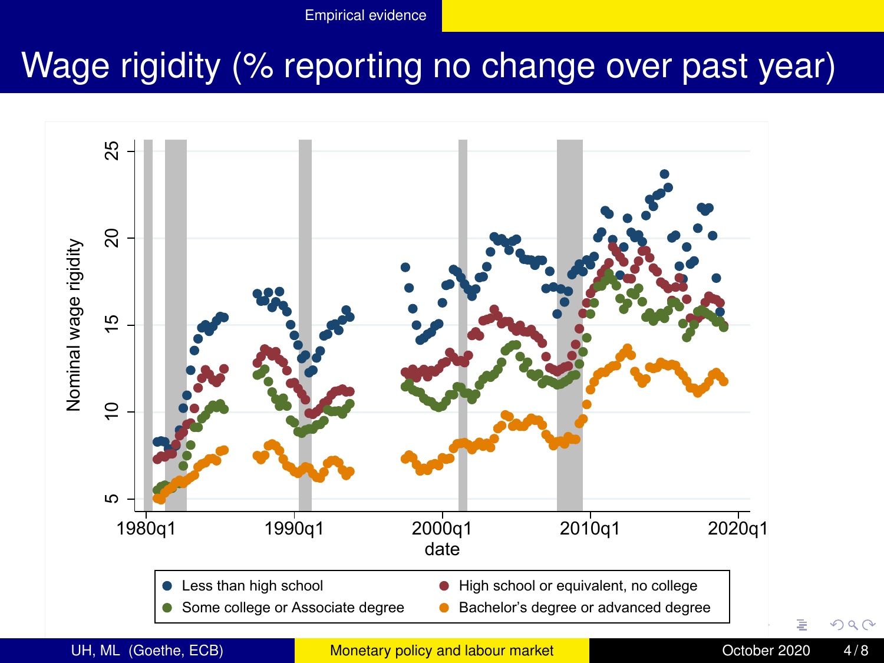# Wage rigidity (% reporting no change over past year)

Nominal wage rigidity

date

- Less than high school
- High school or equivalent, no college
- Some college or Associate degree
- Bachelor's degree or advanced degree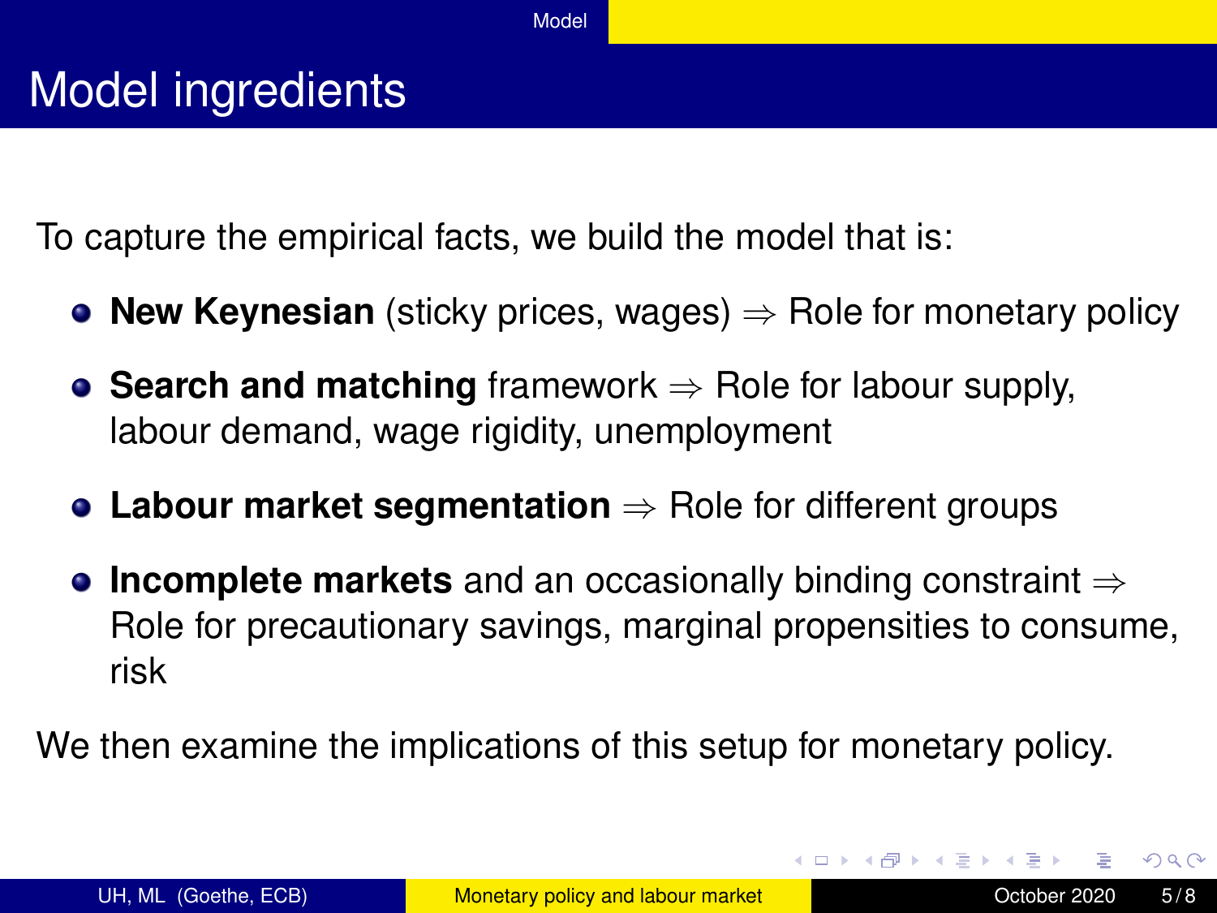# Model ingredients

To capture the empirical facts, we build the model that is:

- **New Keynesian** (sticky prices, wages) $\Rightarrow$ Role for monetary policy
- **Search and matching** framework $\Rightarrow$ Role for labour supply, labour demand, wage rigidity, unemployment
- **Labour market segmentation** $\Rightarrow$ Role for different groups
- **Incomplete markets** and an occasionally binding constraint $\Rightarrow$ Role for precautionary savings, marginal propensities to consume, risk

We then examine the implications of this setup for monetary policy.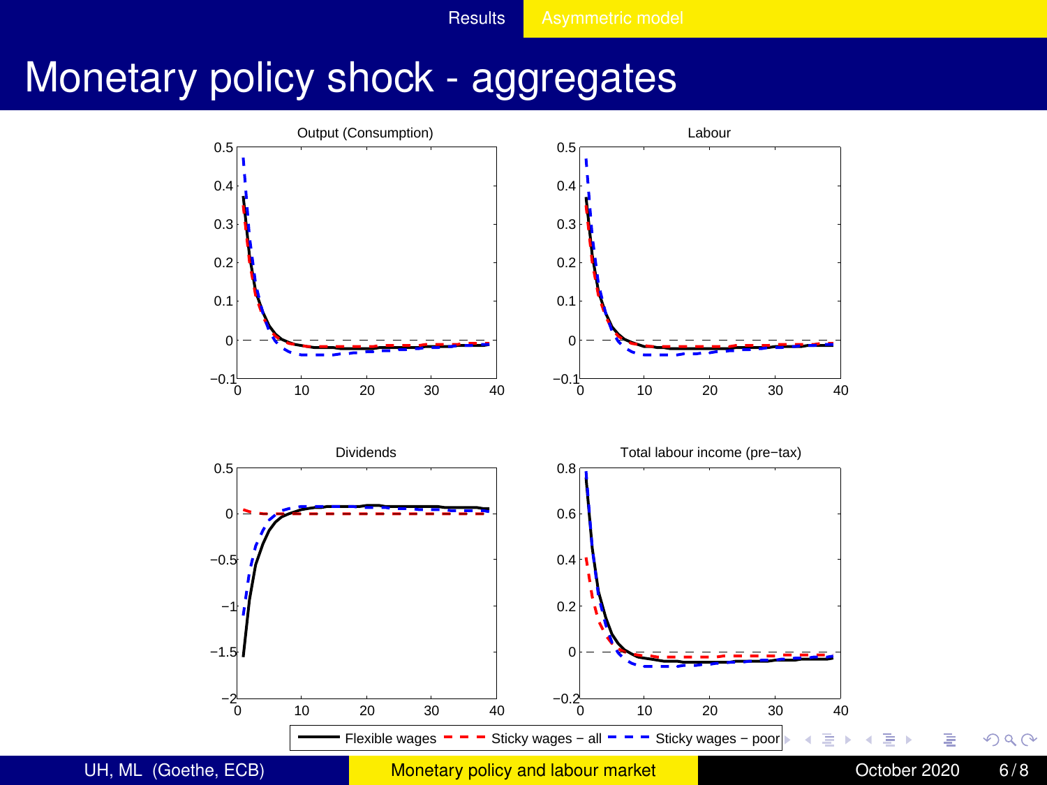# Monetary policy shock - aggregates

Output (Consumption)

Labour

Dividends

Total labour income (pre−tax)

Flexible wages — Sticky wages − all — Sticky wages − poor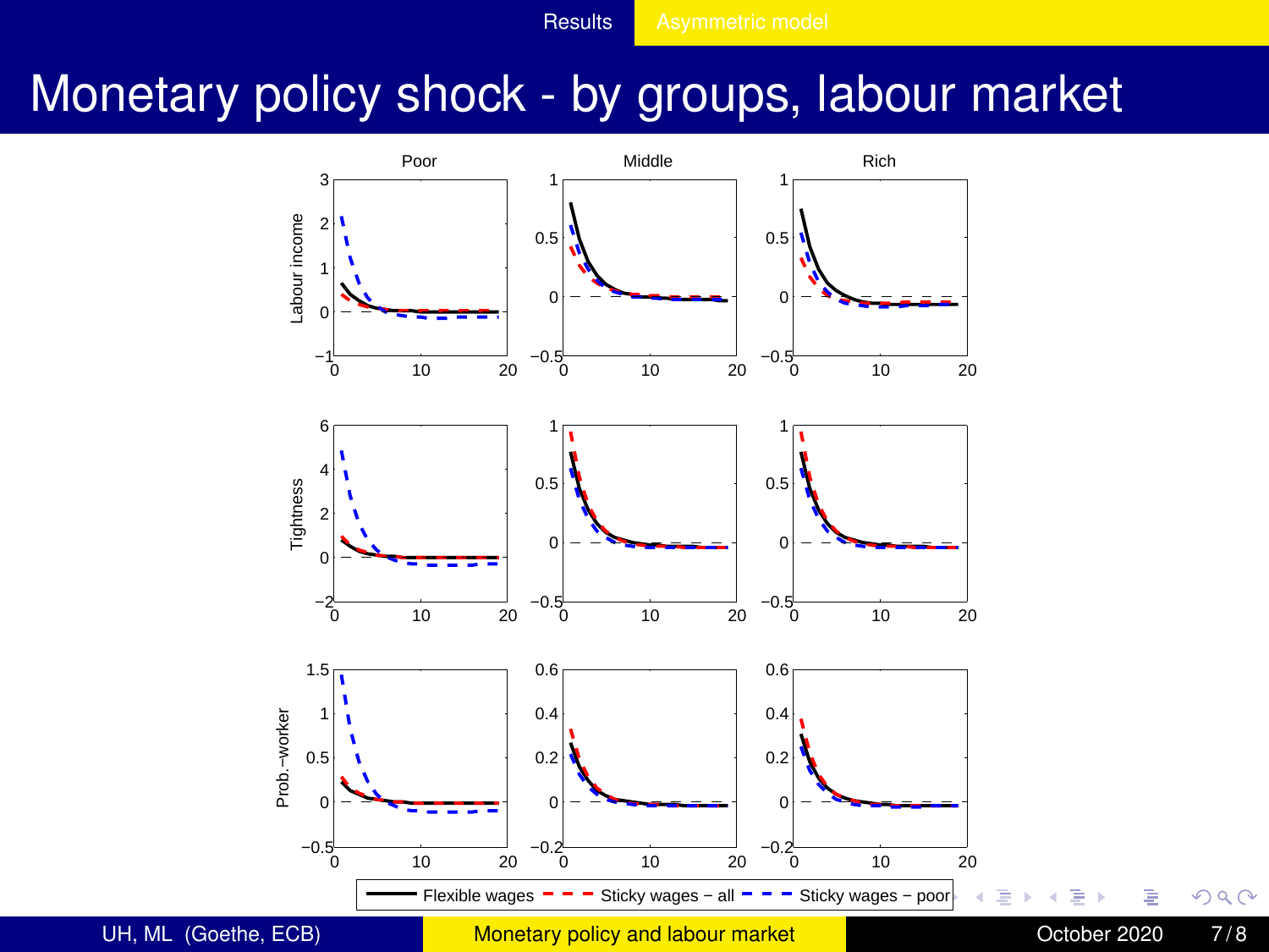# Monetary policy shock - by groups, labour market

Poor | Middle | Rich

Labour income

Tightness

Prob.–worker

Flexible wages | Sticky wages − all | Sticky wages − poor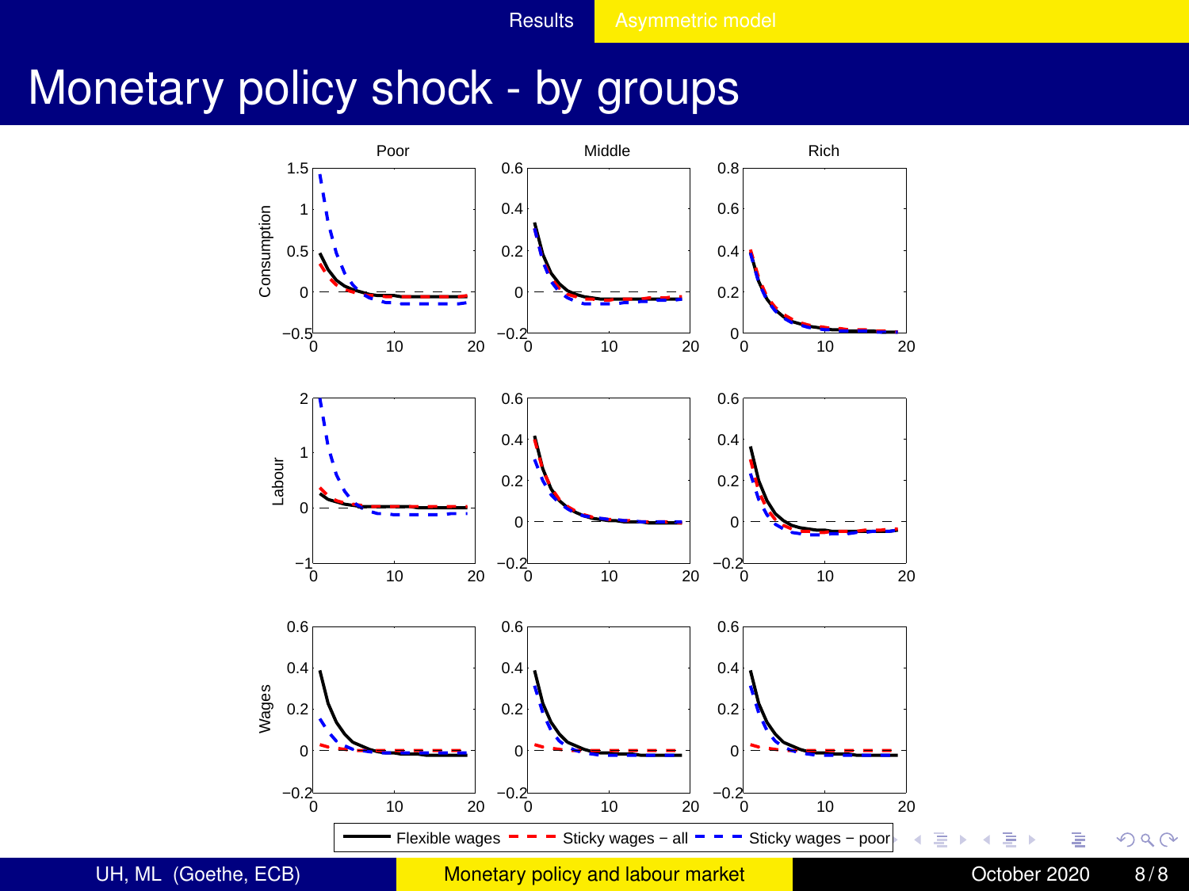# Monetary policy shock - by groups

Poor

Middle

Rich

Consumption

Labour

Wages

1.5
1
0.5
0
−0.5

0.6
0.4
0.2
0
−0.2

0.8
0.6
0.4
0.2
0

2
1
0
−1

0.6
0.4
0.2
0
−0.2

0
10
20

Flexible wages
Sticky wages − all
Sticky wages − poor